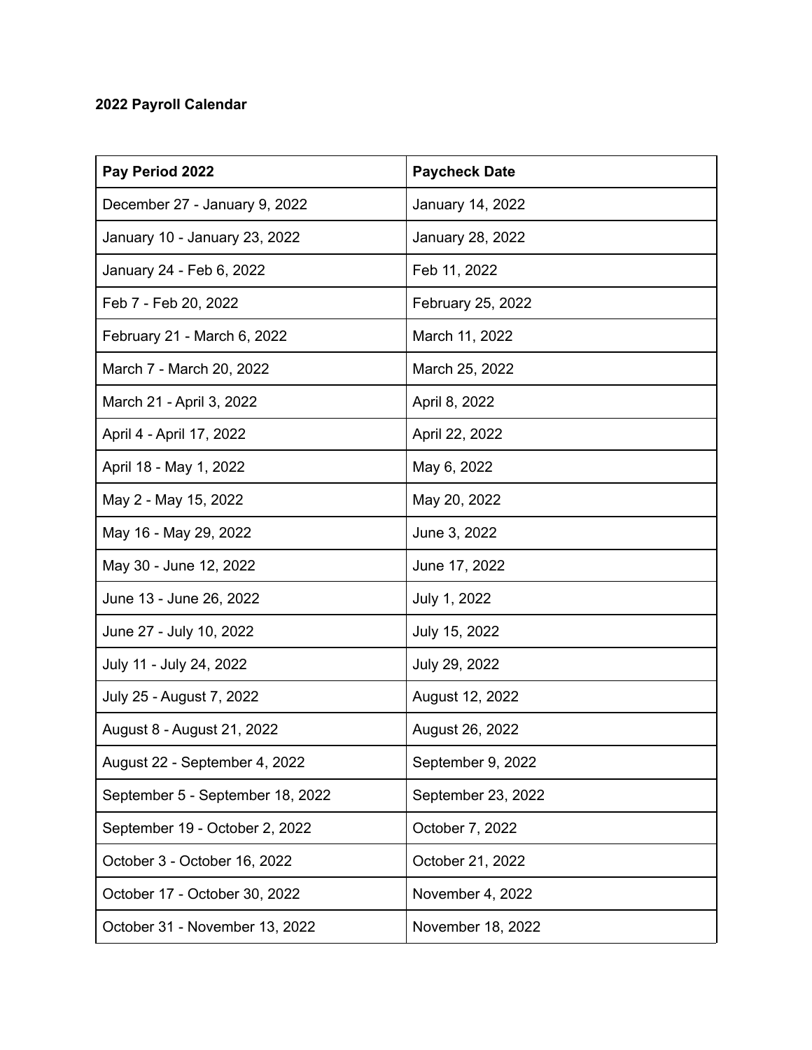**2022 Payroll Calendar**

| Pay Period 2022 | Paycheck Date |
| --- | --- |
| December 27 - January 9, 2022 | January 14, 2022 |
| January 10 - January 23, 2022 | January 28, 2022 |
| January 24 - Feb 6, 2022 | Feb 11, 2022 |
| Feb 7 - Feb 20, 2022 | February 25, 2022 |
| February 21 - March 6, 2022 | March 11, 2022 |
| March 7 - March 20, 2022 | March 25, 2022 |
| March 21 - April 3, 2022 | April 8, 2022 |
| April 4 - April 17, 2022 | April 22, 2022 |
| April 18 - May 1, 2022 | May 6, 2022 |
| May 2 - May 15, 2022 | May 20, 2022 |
| May 16 - May 29, 2022 | June 3, 2022 |
| May 30 - June 12, 2022 | June 17, 2022 |
| June 13 - June 26, 2022 | July 1, 2022 |
| June 27 - July 10, 2022 | July 15, 2022 |
| July 11 - July 24, 2022 | July 29, 2022 |
| July 25 - August 7, 2022 | August 12, 2022 |
| August 8 - August 21, 2022 | August 26, 2022 |
| August 22 - September 4, 2022 | September 9, 2022 |
| September 5 - September 18, 2022 | September 23, 2022 |
| September 19 - October 2, 2022 | October 7, 2022 |
| October 3 - October 16, 2022 | October 21, 2022 |
| October 17 - October 30, 2022 | November 4, 2022 |
| October 31 - November 13, 2022 | November 18, 2022 |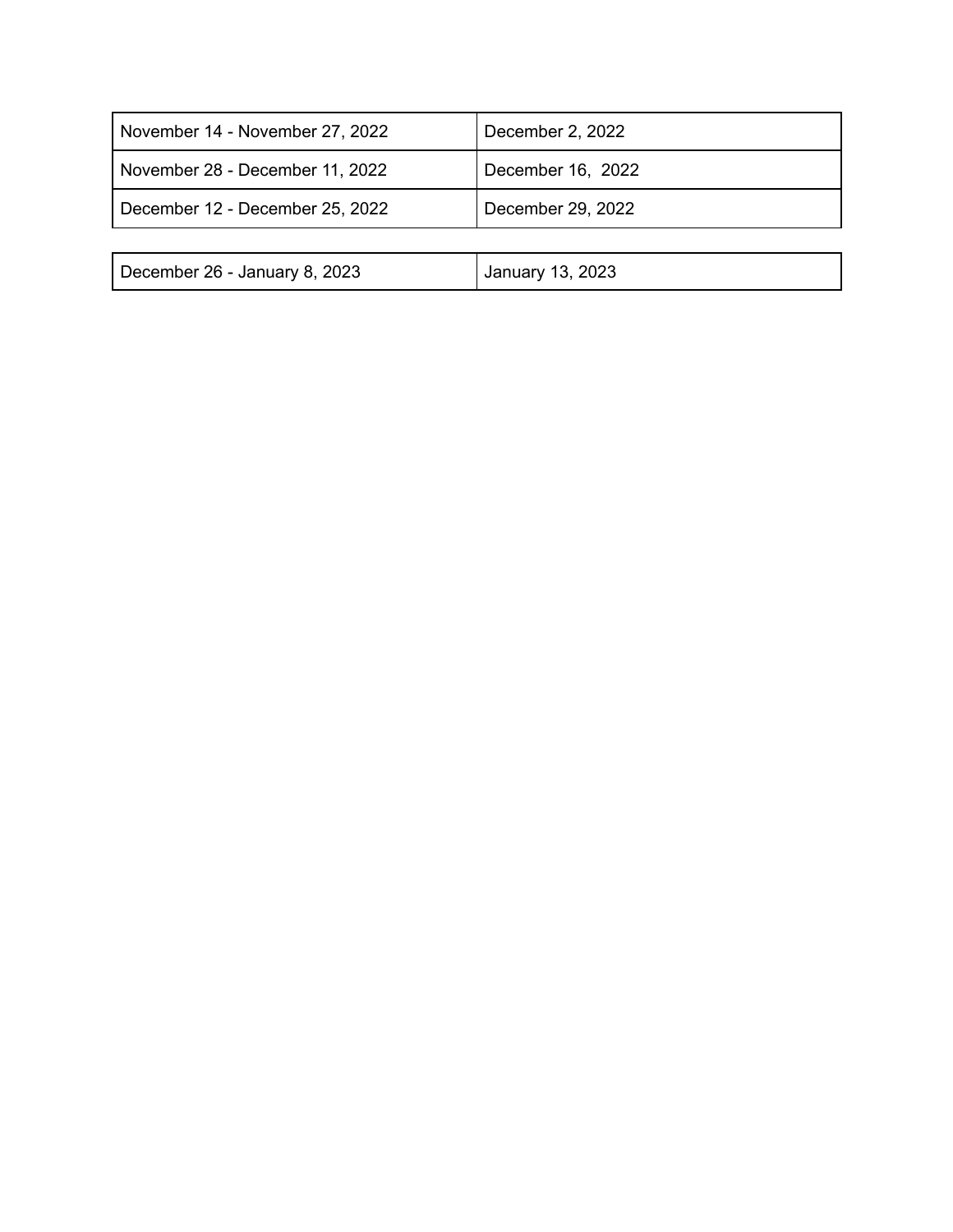| | |
|---|---|
| November 14 - November 27, 2022 | December 2, 2022 |
| November 28 - December 11, 2022 | December 16,  2022 |
| December 12 - December 25, 2022 | December 29, 2022 |
| December 26 - January 8, 2023 | January 13, 2023 |